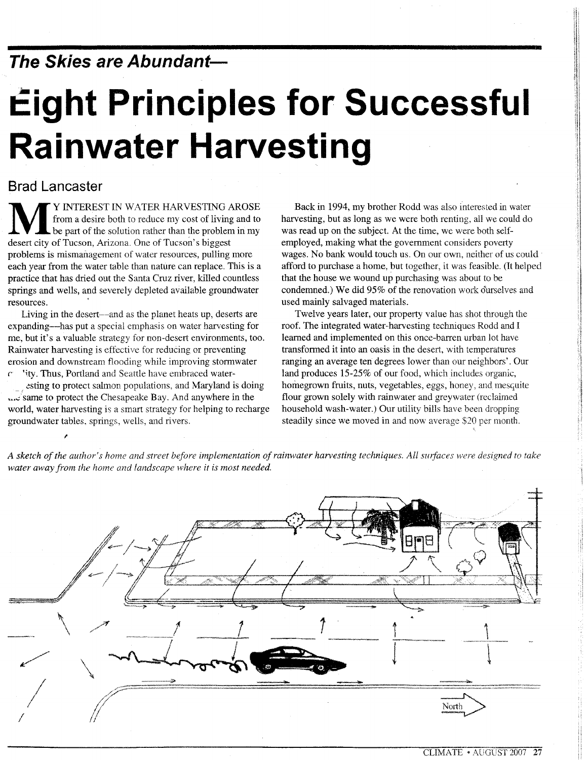## The Skies are Abundant—

# Eight Principles for Successful Rainwater Harvesting

Brad Lancaster

MY INTEREST IN WATER HARVESTING AROSE from a desire both to reduce my cost of living and to be part of the solution rather than the problem in my desert city of Tucson, Arizona. One of Tucson's biggest problems is mismanagement of water resources, pulling more each year from the water table than nature can replace. This is a practice that has dried out the Santa Cruz river, killed countless springs and wells, and severely depleted available groundwater resources.

Living in the desert—and as the planet heats up, deserts are expanding—has put a special emphasis on water harvesting for me, but it's a valuable strategy for non-desert environments, too. Rainwater harvesting is effective for reducing or preventing erosion and downstream flooding while improving stormwater quality. Thus, Portland and Seattle have embraced water-harvesting to protect salmon populations, and Maryland is doing the same to protect the Chesapeake Bay. And anywhere in the world, water harvesting is a smart strategy for helping to recharge groundwater tables, springs, wells, and rivers.

Back in 1994, my brother Rodd was also interested in water harvesting, but as long as we were both renting, all we could do was read up on the subject. At the time, we were both self-employed, making what the government considers poverty wages. No bank would touch us. On our own, neither of us could afford to purchase a home, but together, it was feasible. (It helped that the house we wound up purchasing was about to be condemned.) We did 95% of the renovation work ourselves and used mainly salvaged materials.

Twelve years later, our property value has shot through the roof. The integrated water-harvesting techniques Rodd and I learned and implemented on this once-barren urban lot have transformed it into an oasis in the desert, with temperatures ranging an average ten degrees lower than our neighbors'. Our land produces 15-25% of our food, which includes organic, homegrown fruits, nuts, vegetables, eggs, honey, and mesquite flour grown solely with rainwater and greywater (reclaimed household wash-water.) Our utility bills have been dropping steadily since we moved in and now average $20 per month.

*A sketch of the author's home and street before implementation of rainwater harvesting techniques. All surfaces were designed to take water away from the home and landscape where it is most needed.*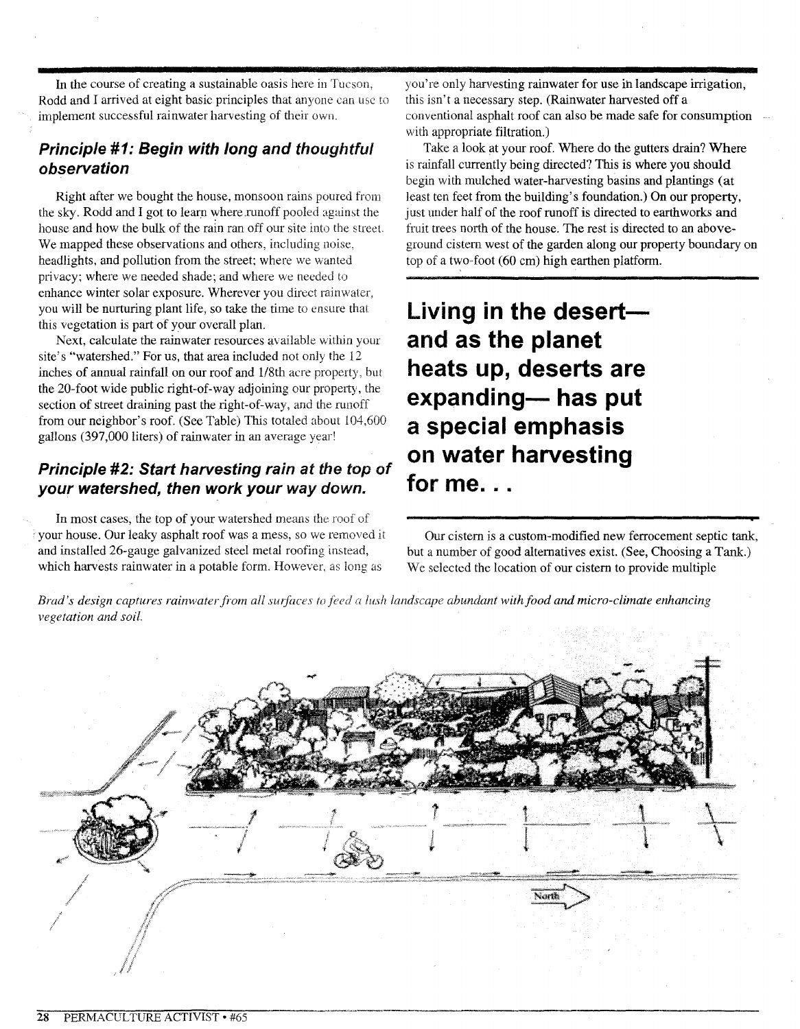In the course of creating a sustainable oasis here in Tucson, Rodd and I arrived at eight basic principles that anyone can use to implement successful rainwater harvesting of their own.

### Principle #1: Begin with long and thoughtful observation

Right after we bought the house, monsoon rains poured from the sky. Rodd and I got to learn where runoff pooled against the house and how the bulk of the rain ran off our site into the street. We mapped these observations and others, including noise, headlights, and pollution from the street; where we wanted privacy; where we needed shade; and where we needed to enhance winter solar exposure. Wherever you direct rainwater, you will be nurturing plant life, so take the time to ensure that this vegetation is part of your overall plan.

Next, calculate the rainwater resources available within your site's "watershed." For us, that area included not only the 12 inches of annual rainfall on our roof and 1/8th acre property, but the 20-foot wide public right-of-way adjoining our property, the section of street draining past the right-of-way, and the runoff from our neighbor's roof. (See Table) This totaled about 104,600 gallons (397,000 liters) of rainwater in an average year!

### Principle #2: Start harvesting rain at the top of your watershed, then work your way down.

In most cases, the top of your watershed means the roof of your house. Our leaky asphalt roof was a mess, so we removed it and installed 26-gauge galvanized steel metal roofing instead, which harvests rainwater in a potable form. However, as long as you're only harvesting rainwater for use in landscape irrigation, this isn't a necessary step. (Rainwater harvested off a conventional asphalt roof can also be made safe for consumption with appropriate filtration.)

Take a look at your roof. Where do the gutters drain? Where is rainfall currently being directed? This is where you should begin with mulched water-harvesting basins and plantings (at least ten feet from the building's foundation.) On our property, just under half of the roof runoff is directed to earthworks and fruit trees north of the house. The rest is directed to an above-ground cistern west of the garden along our property boundary on top of a two-foot (60 cm) high earthen platform.

**Living in the desert— and as the planet heats up, deserts are expanding— has put a special emphasis on water harvesting for me. . .**

Our cistern is a custom-modified new ferrocement septic tank, but a number of good alternatives exist. (See, Choosing a Tank.) We selected the location of our cistern to provide multiple

*Brad's design captures rainwater from all surfaces to feed a lush landscape abundant with food and micro-climate enhancing vegetation and soil.*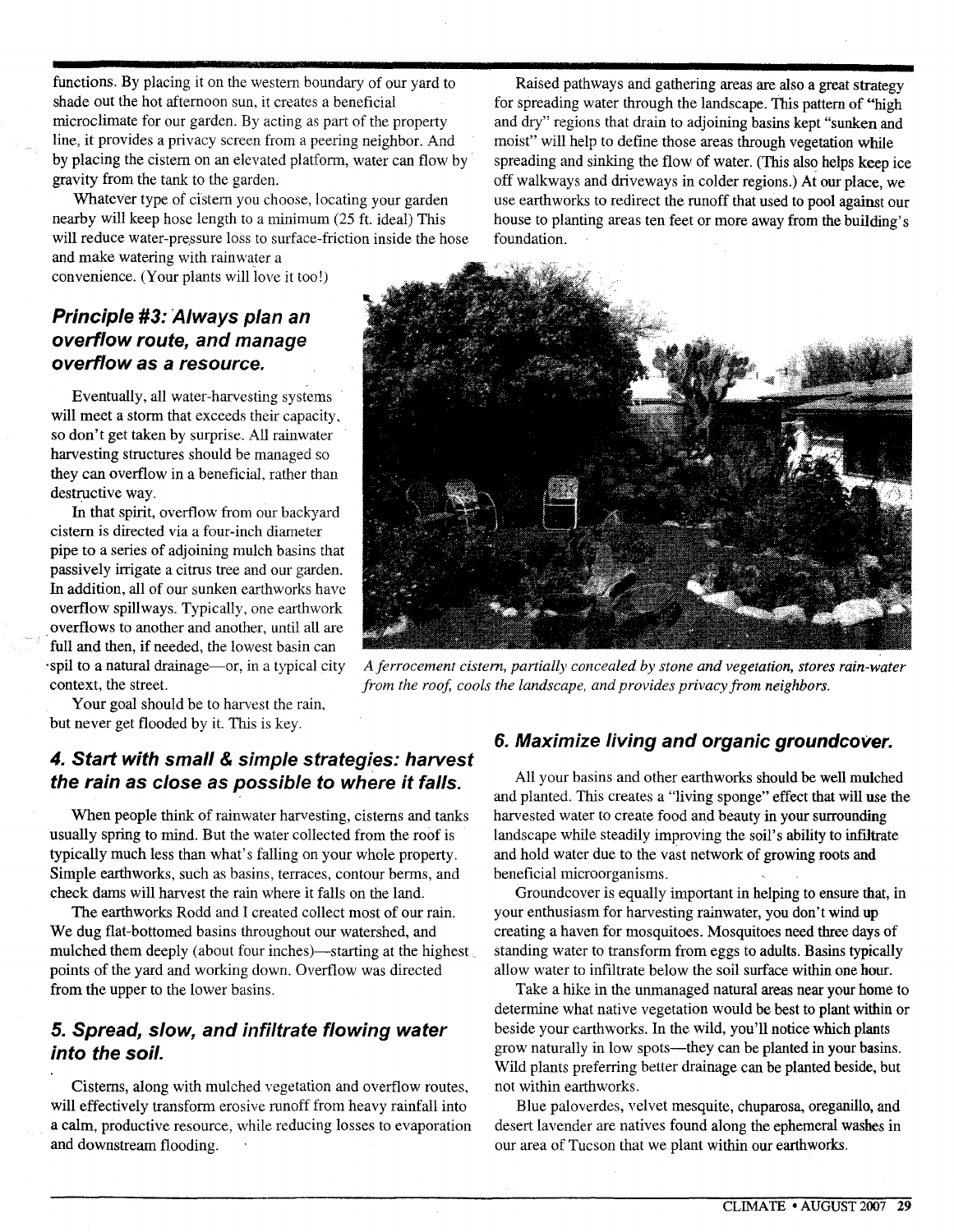functions. By placing it on the western boundary of our yard to shade out the hot afternoon sun, it creates a beneficial microclimate for our garden. By acting as part of the property line, it provides a privacy screen from a peering neighbor. And by placing the cistern on an elevated platform, water can flow by gravity from the tank to the garden.

Whatever type of cistern you choose, locating your garden nearby will keep hose length to a minimum (25 ft. ideal) This will reduce water-pressure loss to surface-friction inside the hose and make watering with rainwater a convenience. (Your plants will love it too!)

## Principle #3: Always plan an overflow route, and manage overflow as a resource.

Eventually, all water-harvesting systems will meet a storm that exceeds their capacity, so don't get taken by surprise. All rainwater harvesting structures should be managed so they can overflow in a beneficial, rather than destructive way.

In that spirit, overflow from our backyard cistern is directed via a four-inch diameter pipe to a series of adjoining mulch basins that passively irrigate a citrus tree and our garden. In addition, all of our sunken earthworks have overflow spillways. Typically, one earthwork overflows to another and another, until all are full and then, if needed, the lowest basin can spil to a natural drainage—or, in a typical city context, the street.

Your goal should be to harvest the rain, but never get flooded by it. This is key.

## 4. Start with small & simple strategies: harvest the rain as close as possible to where it falls.

When people think of rainwater harvesting, cisterns and tanks usually spring to mind. But the water collected from the roof is typically much less than what's falling on your whole property. Simple earthworks, such as basins, terraces, contour berms, and check dams will harvest the rain where it falls on the land.

The earthworks Rodd and I created collect most of our rain. We dug flat-bottomed basins throughout our watershed, and mulched them deeply (about four inches)—starting at the highest points of the yard and working down. Overflow was directed from the upper to the lower basins.

## 5. Spread, slow, and infiltrate flowing water into the soil.

Cisterns, along with mulched vegetation and overflow routes, will effectively transform erosive runoff from heavy rainfall into a calm, productive resource, while reducing losses to evaporation and downstream flooding.

Raised pathways and gathering areas are also a great strategy for spreading water through the landscape. This pattern of "high and dry" regions that drain to adjoining basins kept "sunken and moist" will help to define those areas through vegetation while spreading and sinking the flow of water. (This also helps keep ice off walkways and driveways in colder regions.) At our place, we use earthworks to redirect the runoff that used to pool against our house to planting areas ten feet or more away from the building's foundation.

*A ferrocement cistern, partially concealed by stone and vegetation, stores rain-water from the roof, cools the landscape, and provides privacy from neighbors.*

## 6. Maximize living and organic groundcover.

All your basins and other earthworks should be well mulched and planted. This creates a "living sponge" effect that will use the harvested water to create food and beauty in your surrounding landscape while steadily improving the soil's ability to infiltrate and hold water due to the vast network of growing roots and beneficial microorganisms.

Groundcover is equally important in helping to ensure that, in your enthusiasm for harvesting rainwater, you don't wind up creating a haven for mosquitoes. Mosquitoes need three days of standing water to transform from eggs to adults. Basins typically allow water to infiltrate below the soil surface within one hour.

Take a hike in the unmanaged natural areas near your home to determine what native vegetation would be best to plant within or beside your earthworks. In the wild, you'll notice which plants grow naturally in low spots—they can be planted in your basins. Wild plants preferring better drainage can be planted beside, but not within earthworks.

Blue paloverdes, velvet mesquite, chuparosa, oreganillo, and desert lavender are natives found along the ephemeral washes in our area of Tucson that we plant within our earthworks.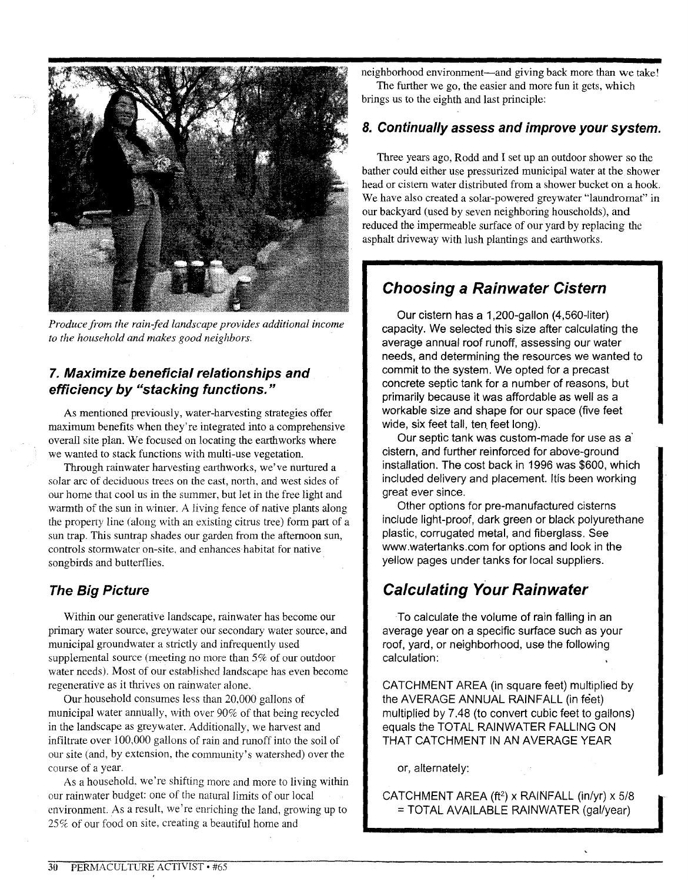*Produce from the rain-fed landscape provides additional income to the household and makes good neighbors.*

### 7. Maximize beneficial relationships and efficiency by "stacking functions."

As mentioned previously, water-harvesting strategies offer maximum benefits when they're integrated into a comprehensive overall site plan. We focused on locating the earthworks where we wanted to stack functions with multi-use vegetation.

Through rainwater harvesting earthworks, we've nurtured a solar arc of deciduous trees on the east, north, and west sides of our home that cool us in the summer, but let in the free light and warmth of the sun in winter. A living fence of native plants along the property line (along with an existing citrus tree) form part of a sun trap. This suntrap shades our garden from the afternoon sun, controls stormwater on-site, and enhances habitat for native songbirds and butterflies.

### The Big Picture

Within our generative landscape, rainwater has become our primary water source, greywater our secondary water source, and municipal groundwater a strictly and infrequently used supplemental source (meeting no more than 5% of our outdoor water needs). Most of our established landscape has even become regenerative as it thrives on rainwater alone.

Our household consumes less than 20,000 gallons of municipal water annually, with over 90% of that being recycled in the landscape as greywater. Additionally, we harvest and infiltrate over 100,000 gallons of rain and runoff into the soil of our site (and, by extension, the community's watershed) over the course of a year.

As a household, we're shifting more and more to living within our rainwater budget: one of the natural limits of our local environment. As a result, we're enriching the land, growing up to 25% of our food on site, creating a beautiful home and neighborhood environment—and giving back more than we take!

The further we go, the easier and more fun it gets, which brings us to the eighth and last principle:

### 8. Continually assess and improve your system.

Three years ago, Rodd and I set up an outdoor shower so the bather could either use pressurized municipal water at the shower head or cistern water distributed from a shower bucket on a hook. We have also created a solar-powered greywater "laundromat" in our backyard (used by seven neighboring households), and reduced the impermeable surface of our yard by replacing the asphalt driveway with lush plantings and earthworks.

## Choosing a Rainwater Cistern

Our cistern has a 1,200-gallon (4,560-liter) capacity. We selected this size after calculating the average annual roof runoff, assessing our water needs, and determining the resources we wanted to commit to the system. We opted for a precast concrete septic tank for a number of reasons, but primarily because it was affordable as well as a workable size and shape for our space (five feet wide, six feet tall, ten feet long).

Our septic tank was custom-made for use as a cistern, and further reinforced for above-ground installation. The cost back in 1996 was $600, which included delivery and placement. Itís been working great ever since.

Other options for pre-manufactured cisterns include light-proof, dark green or black polyurethane plastic, corrugated metal, and fiberglass. See www.watertanks.com for options and look in the yellow pages under tanks for local suppliers.

## Calculating Your Rainwater

To calculate the volume of rain falling in an average year on a specific surface such as your roof, yard, or neighborhood, use the following calculation:

CATCHMENT AREA (in square feet) multiplied by the AVERAGE ANNUAL RAINFALL (in feet) multiplied by 7.48 (to convert cubic feet to gallons) equals the TOTAL RAINWATER FALLING ON THAT CATCHMENT IN AN AVERAGE YEAR

or, alternately:

CATCHMENT AREA ($ft^2$) x RAINFALL (in/yr) x 5/8 = TOTAL AVAILABLE RAINWATER (gal/year)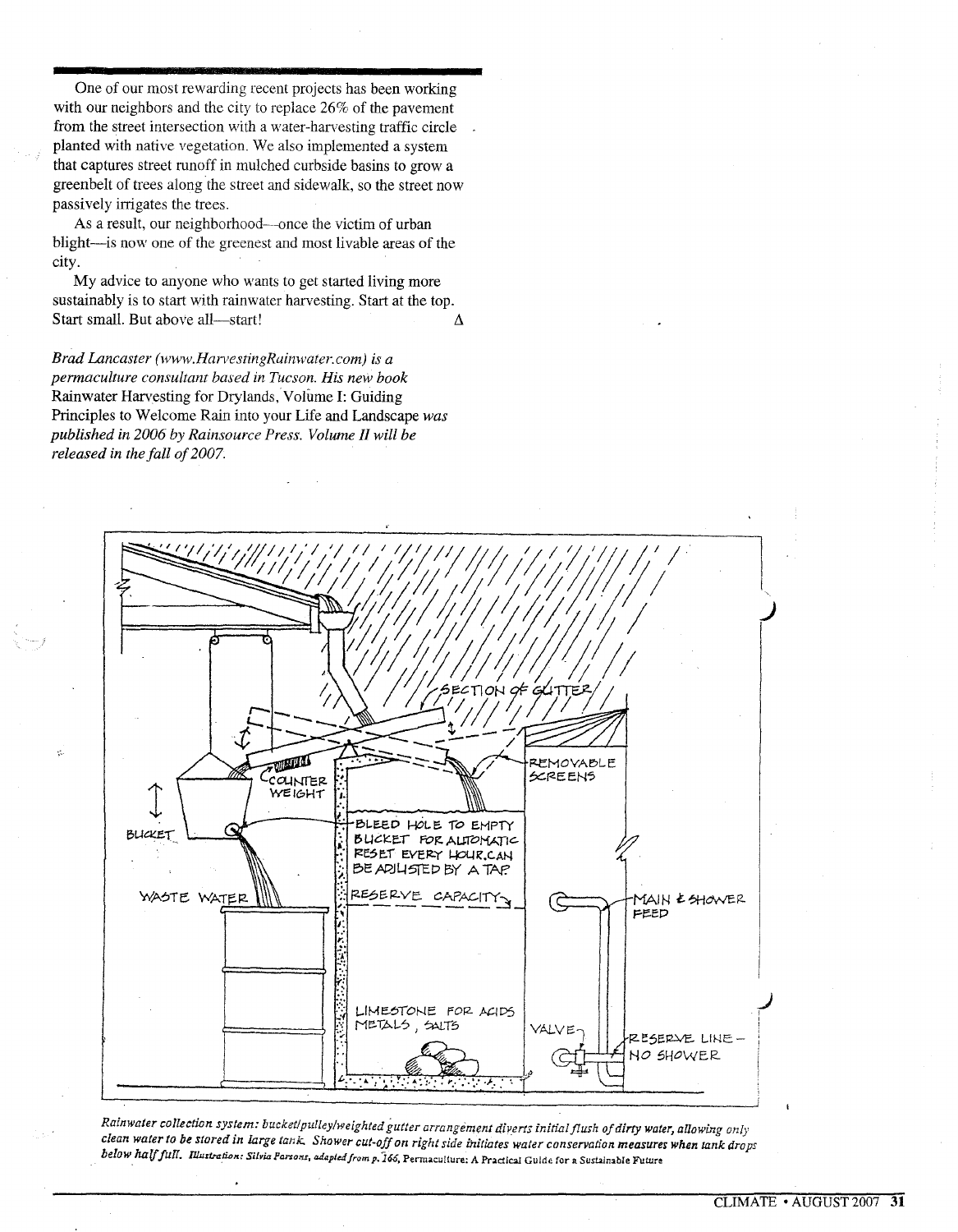One of our most rewarding recent projects has been working with our neighbors and the city to replace 26% of the pavement from the street intersection with a water-harvesting traffic circle planted with native vegetation. We also implemented a system that captures street runoff in mulched curbside basins to grow a greenbelt of trees along the street and sidewalk, so the street now passively irrigates the trees.

As a result, our neighborhood—once the victim of urban blight—is now one of the greenest and most livable areas of the city.

My advice to anyone who wants to get started living more sustainably is to start with rainwater harvesting. Start at the top. Start small. But above all—start! Δ

*Brad Lancaster (www.HarvestingRainwater.com) is a permaculture consultant based in Tucson. His new book* Rainwater Harvesting for Drylands, Volume I: Guiding Principles to Welcome Rain into your Life and Landscape *was published in 2006 by Rainsource Press. Volume II will be released in the fall of 2007.*

SECTION OF GUTTER

COUNTER WEIGHT

REMOVABLE SCREENS

BUCKET

BLEED HOLE TO EMPTY BUCKET FOR AUTOMATIC RESET EVERY HOUR. CAN BE ADJUSTED BY A TAP

WASTE WATER

RESERVE CAPACITY

MAIN & SHOWER FEED

LIMESTONE FOR ACIDS METALS, SALTS

VALVE

RESERVE LINE – NO SHOWER

*Rainwater collection system: bucket/pulley/weighted gutter arrangement diverts initial flush of dirty water, allowing only clean water to be stored in large tank. Shower cut-off on right side initiates water conservation measures when tank drops below half full. Illustration: Silvia Parsons, adapted from p. 166,* Permaculture: A Practical Guide for a Sustainable Future